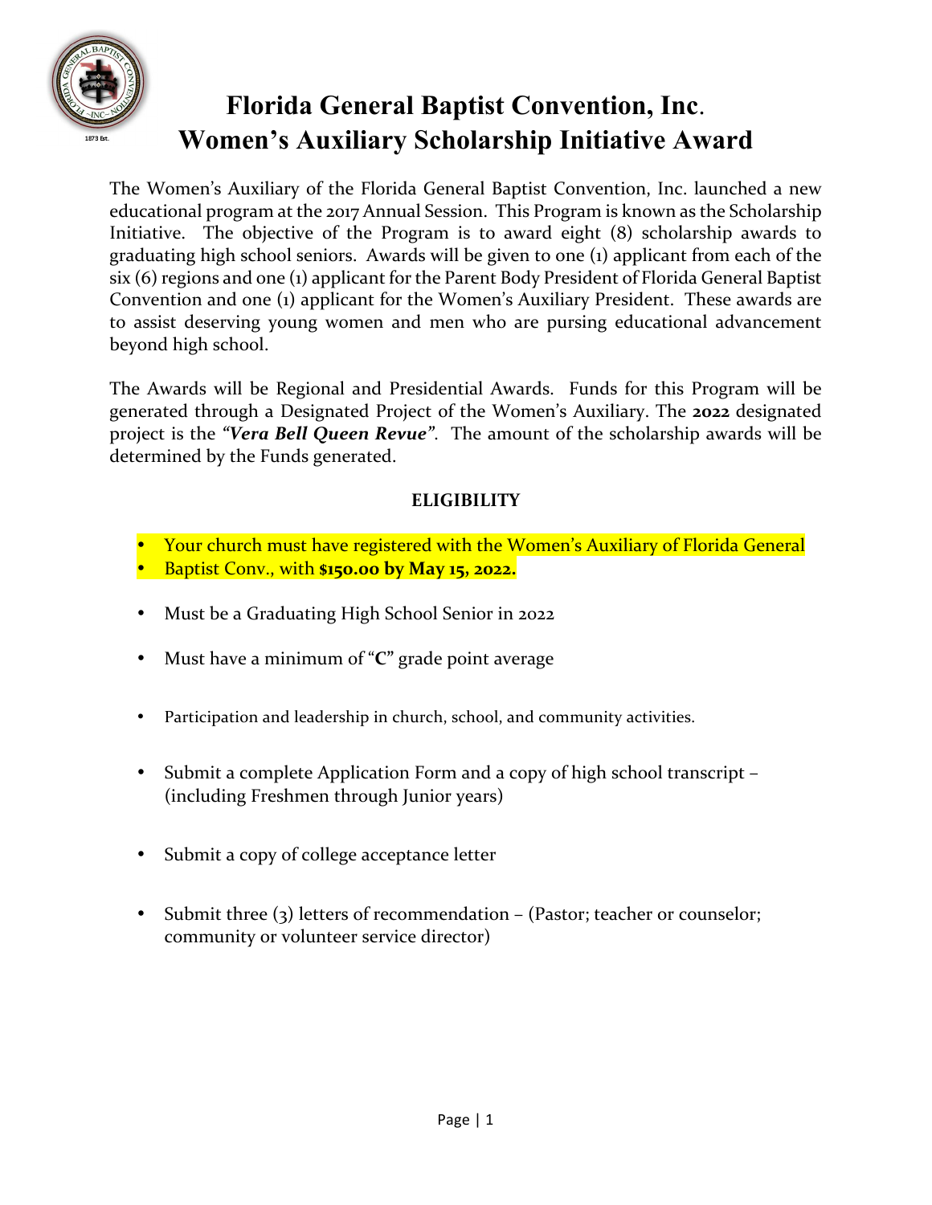# Florida General Baptist Convention, Inc.
# Women's Auxiliary Scholarship Initiative Award

The Women's Auxiliary of the Florida General Baptist Convention, Inc. launched a new educational program at the 2017 Annual Session. This Program is known as the Scholarship Initiative. The objective of the Program is to award eight (8) scholarship awards to graduating high school seniors. Awards will be given to one (1) applicant from each of the six (6) regions and one (1) applicant for the Parent Body President of Florida General Baptist Convention and one (1) applicant for the Women's Auxiliary President. These awards are to assist deserving young women and men who are pursing educational advancement beyond high school.

The Awards will be Regional and Presidential Awards. Funds for this Program will be generated through a Designated Project of the Women's Auxiliary. The **2022** designated project is the ***"Vera Bell Queen Revue"***. The amount of the scholarship awards will be determined by the Funds generated.

## ELIGIBILITY

- Your church must have registered with the Women's Auxiliary of Florida General
- Baptist Conv., with **$150.00 by May 15, 2022.**
- Must be a Graduating High School Senior in 2022
- Must have a minimum of "**C**" grade point average
- Participation and leadership in church, school, and community activities.
- Submit a complete Application Form and a copy of high school transcript – (including Freshmen through Junior years)
- Submit a copy of college acceptance letter
- Submit three (3) letters of recommendation – (Pastor; teacher or counselor; community or volunteer service director)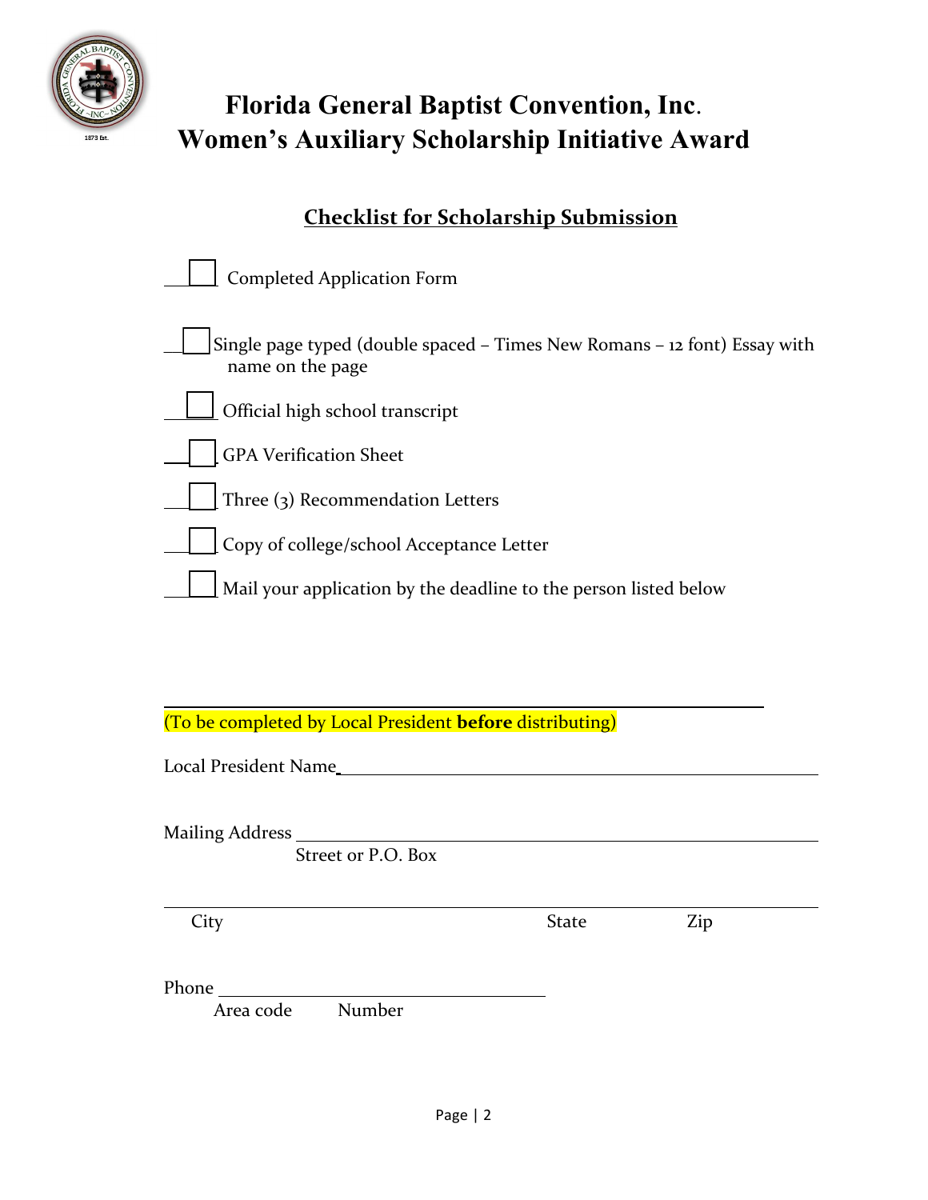# Florida General Baptist Convention, Inc.

# Women's Auxiliary Scholarship Initiative Award

## Checklist for Scholarship Submission

- [ ] Completed Application Form
- [ ] Single page typed (double spaced – Times New Romans – 12 font) Essay with name on the page
- [ ] Official high school transcript
- [ ] GPA Verification Sheet
- [ ] Three (3) Recommendation Letters
- [ ] Copy of college/school Acceptance Letter
- [ ] Mail your application by the deadline to the person listed below

---

(To be completed by Local President **before** distributing)

Local President Name ______________________________________________

Mailing Address ______________________________________________
Street or P.O. Box

______________________________________________
City State Zip

Phone ______________________________
Area code Number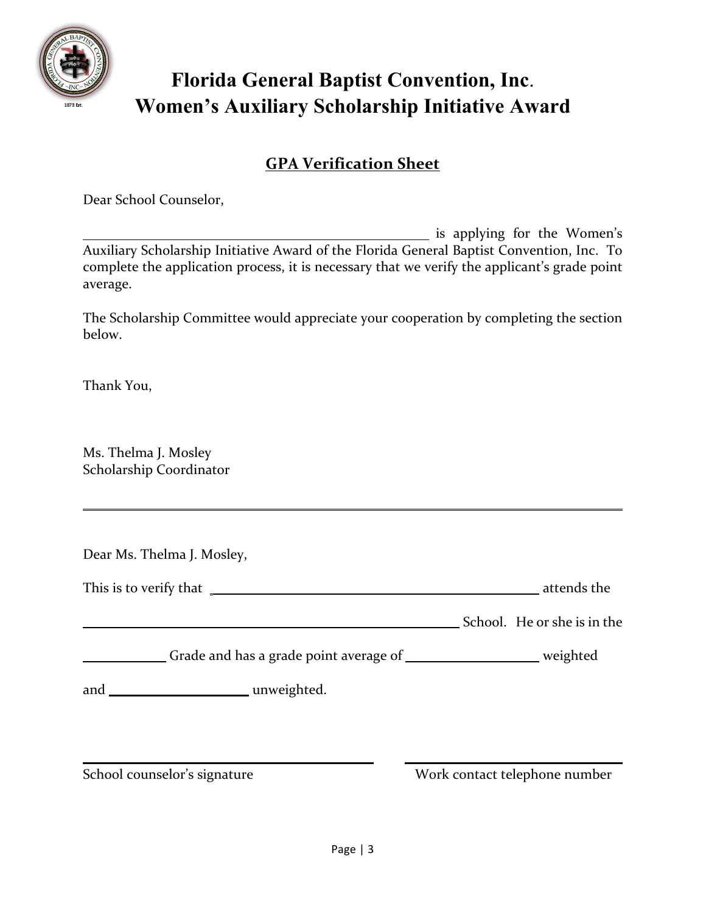# Florida General Baptist Convention, Inc.
# Women's Auxiliary Scholarship Initiative Award

## GPA Verification Sheet

Dear School Counselor,

______________________________________________ is applying for the Women's Auxiliary Scholarship Initiative Award of the Florida General Baptist Convention, Inc. To complete the application process, it is necessary that we verify the applicant's grade point average.

The Scholarship Committee would appreciate your cooperation by completing the section below.

Thank You,

Ms. Thelma J. Mosley
Scholarship Coordinator

---

Dear Ms. Thelma J. Mosley,

This is to verify that ____________________________________________ attends the

________________________________________________ School. He or she is in the

__________ Grade and has a grade point average of ________________ weighted

and __________________ unweighted.

______________________________ School counselor's signature

______________________________ Work contact telephone number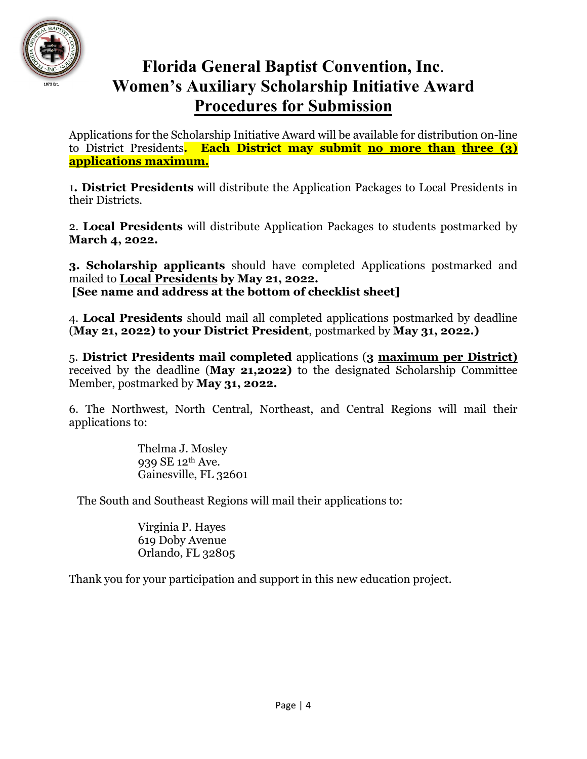# Florida General Baptist Convention, Inc.
# Women's Auxiliary Scholarship Initiative Award
# Procedures for Submission

Applications for the Scholarship Initiative Award will be available for distribution on-line to District Presidents**. Each District may submit no more than three (3) applications maximum.**

1**. District Presidents** will distribute the Application Packages to Local Presidents in their Districts.

2. **Local Presidents** will distribute Application Packages to students postmarked by **March 4, 2022.**

**3. Scholarship applicants** should have completed Applications postmarked and mailed to **Local Presidents by May 21, 2022.**
**[See name and address at the bottom of checklist sheet]**

4. **Local Presidents** should mail all completed applications postmarked by deadline (**May 21, 2022) to your District President**, postmarked by **May 31, 2022.)**

5. **District Presidents mail completed** applications (**3 maximum per District)** received by the deadline (**May 21,2022)** to the designated Scholarship Committee Member, postmarked by **May 31, 2022.**

6. The Northwest, North Central, Northeast, and Central Regions will mail their applications to:

Thelma J. Mosley
939 SE 12th Ave.
Gainesville, FL 32601

The South and Southeast Regions will mail their applications to:

Virginia P. Hayes
619 Doby Avenue
Orlando, FL 32805

Thank you for your participation and support in this new education project.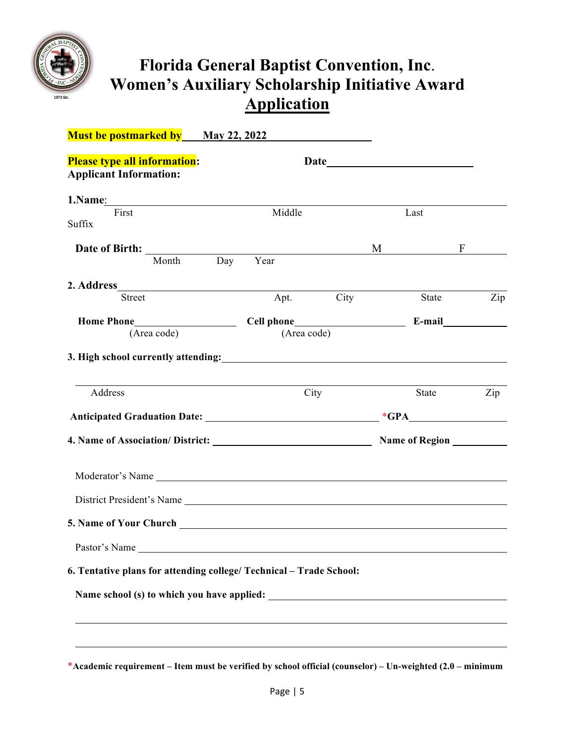# Florida General Baptist Convention, Inc.
# Women's Auxiliary Scholarship Initiative Award
# Application

**Must be postmarked by** **May 22, 2022** ____________________

**Please type all information**: **Date**____________________________

**Applicant Information:**

**1.Name**: ________________________________________________________________

First Middle Last Suffix

**Date of Birth:** ________________________________________________ M __________ F __________

Month Day Year

**2. Address** _____________________________________________________________

Street Apt. City State Zip

**Home Phone**__________________ **Cell phone**____________________ **E-mail**___________

(Area code) (Area code)

**3. High school currently attending:**___________________________________________________

________________________________________________________________________

Address City State Zip

**Anticipated Graduation Date:** ______________________________ ***GPA**___________________

**4. Name of Association/ District:** ____________________________ **Name of Region** __________

Moderator's Name ________________________________________________________________

District President's Name _________________________________________________________

**5. Name of Your Church** ____________________________________________________

Pastor's Name ____________________________________________________________________

**6. Tentative plans for attending college/ Technical – Trade School:**

**Name school (s) to which you have applied:** ______________________________________

________________________________________________________________________

________________________________________________________________________

***Academic requirement – Item must be verified by school official (counselor) – Un-weighted (2.0 – minimum**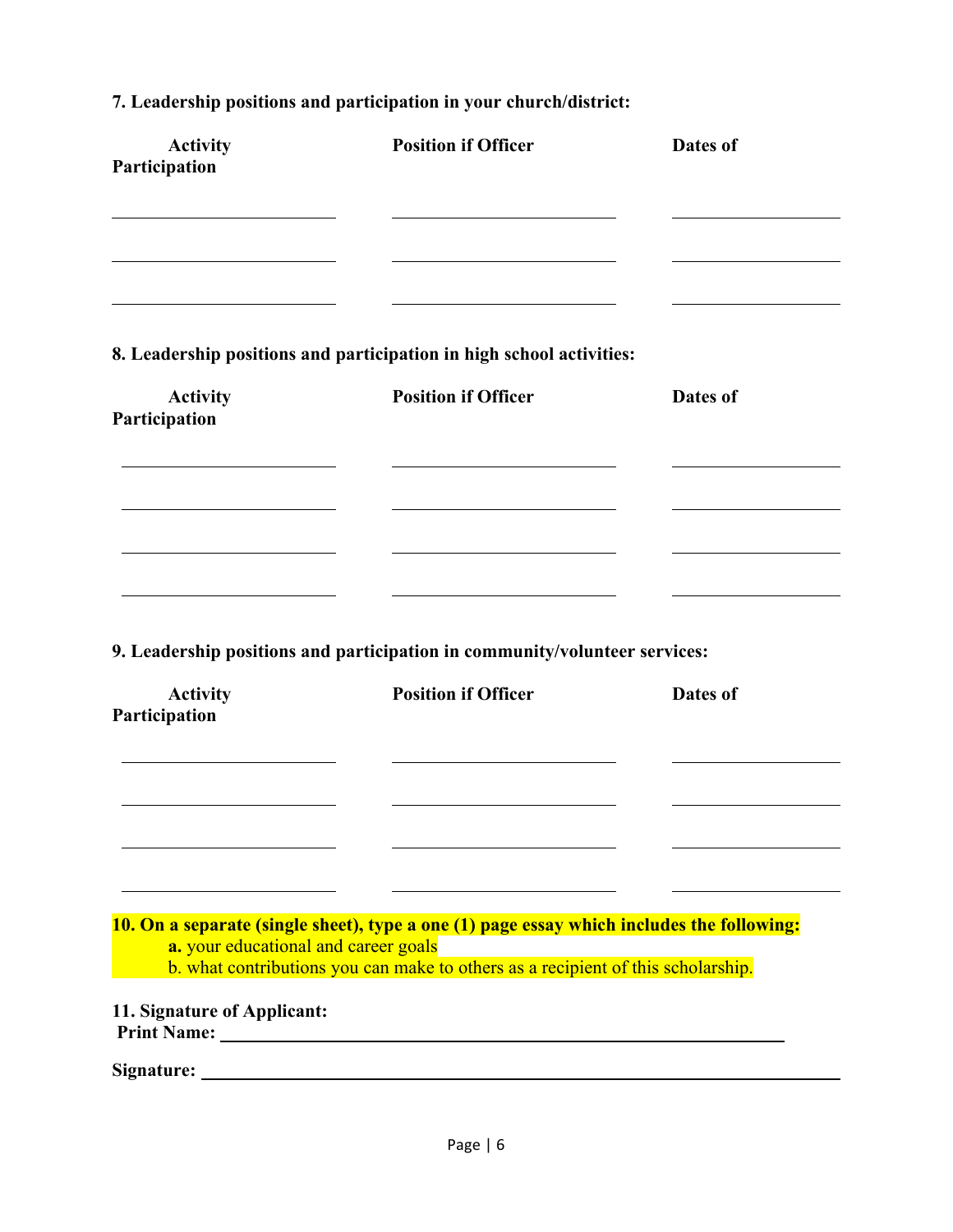**7. Leadership positions and participation in your church/district:**

| Activity Participation | Position if Officer | Dates of |
|---|---|---|
| | | |
| | | |
| | | |

**8. Leadership positions and participation in high school activities:**

| Activity Participation | Position if Officer | Dates of |
|---|---|---|
| | | |
| | | |
| | | |
| | | |

**9. Leadership positions and participation in community/volunteer services:**

| Activity Participation | Position if Officer | Dates of |
|---|---|---|
| | | |
| | | |
| | | |
| | | |

**10. On a separate (single sheet), type a one (1) page essay which includes the following:**

- **a.** your educational and career goals
- b. what contributions you can make to others as a recipient of this scholarship.

**11. Signature of Applicant:**

**Print Name:** ______________________________________________

**Signature:** ______________________________________________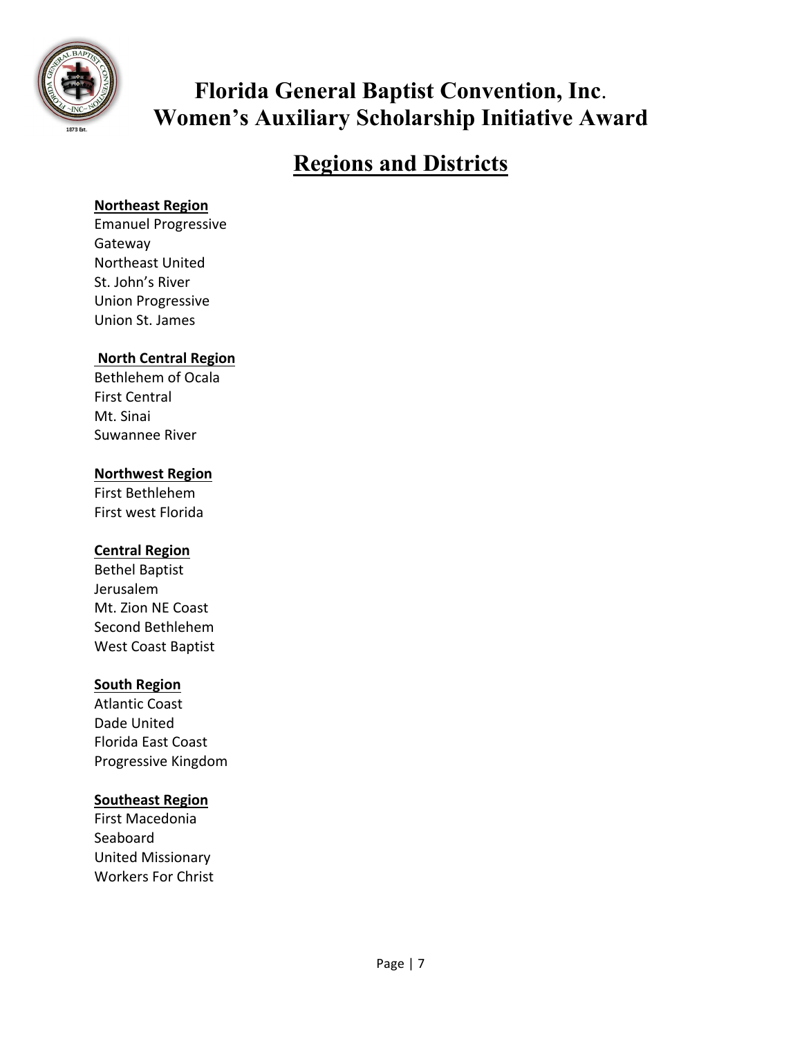# Florida General Baptist Convention, Inc.
# Women's Auxiliary Scholarship Initiative Award

## Regions and Districts

**Northeast Region**

Emanuel Progressive
Gateway
Northeast United
St. John's River
Union Progressive
Union St. James

**North Central Region**

Bethlehem of Ocala
First Central
Mt. Sinai
Suwannee River

**Northwest Region**

First Bethlehem
First west Florida

**Central Region**

Bethel Baptist
Jerusalem
Mt. Zion NE Coast
Second Bethlehem
West Coast Baptist

**South Region**

Atlantic Coast
Dade United
Florida East Coast
Progressive Kingdom

**Southeast Region**

First Macedonia
Seaboard
United Missionary
Workers For Christ